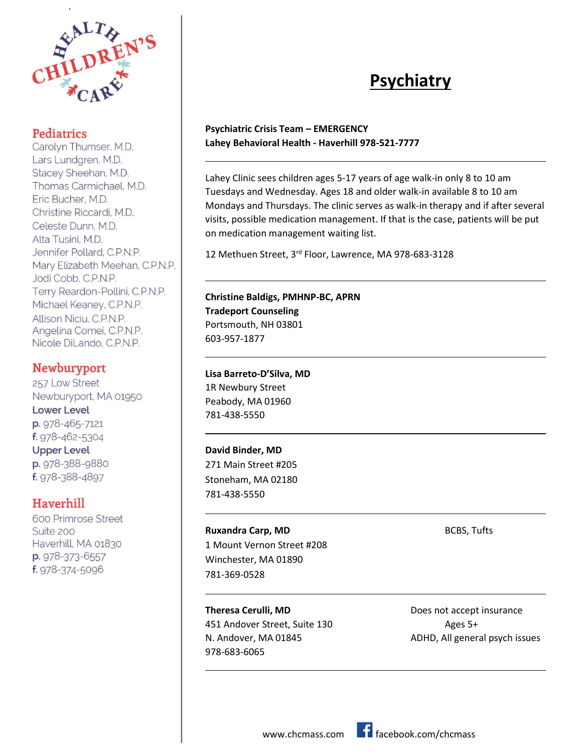Children's Health Care

## Pediatrics

Carolyn Thumser, M.D.
Lars Lundgren, M.D.
Stacey Sheehan, M.D.
Thomas Carmichael, M.D.
Eric Bucher, M.D.
Christine Riccardi, M.D.
Celeste Dunn, M.D.
Alta Tusini, M.D.
Jennifer Pollard, C.P.N.P.
Mary Elizabeth Meehan, C.P.N.P.
Jodi Cobb, C.P.N.P.
Terry Reardon-Pollini, C.P.N.P.
Michael Keaney, C.P.N.P.
Allison Niciu, C.P.N.P.
Angelina Comei, C.P.N.P.
Nicole DiLando, C.P.N.P.

## Newburyport

257 Low Street
Newburyport, MA 01950

**Lower Level**
p. 978-465-7121
f. 978-462-5304

**Upper Level**
p. 978-388-9880
f. 978-388-4897

## Haverhill

600 Primrose Street
Suite 200
Haverhill, MA 01830
p. 978-373-6557
f. 978-374-5096

# Psychiatry

**Psychiatric Crisis Team – EMERGENCY**
**Lahey Behavioral Health - Haverhill 978-521-7777**

---

Lahey Clinic sees children ages 5-17 years of age walk-in only 8 to 10 am Tuesdays and Wednesday. Ages 18 and older walk-in available 8 to 10 am Mondays and Thursdays. The clinic serves as walk-in therapy and if after several visits, possible medication management. If that is the case, patients will be put on medication management waiting list.

12 Methuen Street, 3rd Floor, Lawrence, MA 978-683-3128

---

**Christine Baldigs, PMHNP-BC, APRN**
**Tradeport Counseling**
Portsmouth, NH 03801
603-957-1877

---

**Lisa Barreto-D'Silva, MD**
1R Newbury Street
Peabody, MA 01960
781-438-5550

---

**David Binder, MD**
271 Main Street #205
Stoneham, MA 02180
781-438-5550

---

**Ruxandra Carp, MD**
1 Mount Vernon Street #208
Winchester, MA 01890
781-369-0528

BCBS, Tufts

---

**Theresa Cerulli, MD**
451 Andover Street, Suite 130
N. Andover, MA 01845
978-683-6065

Does not accept insurance
Ages 5+
ADHD, All general psych issues

---

www.chcmass.com facebook.com/chcmass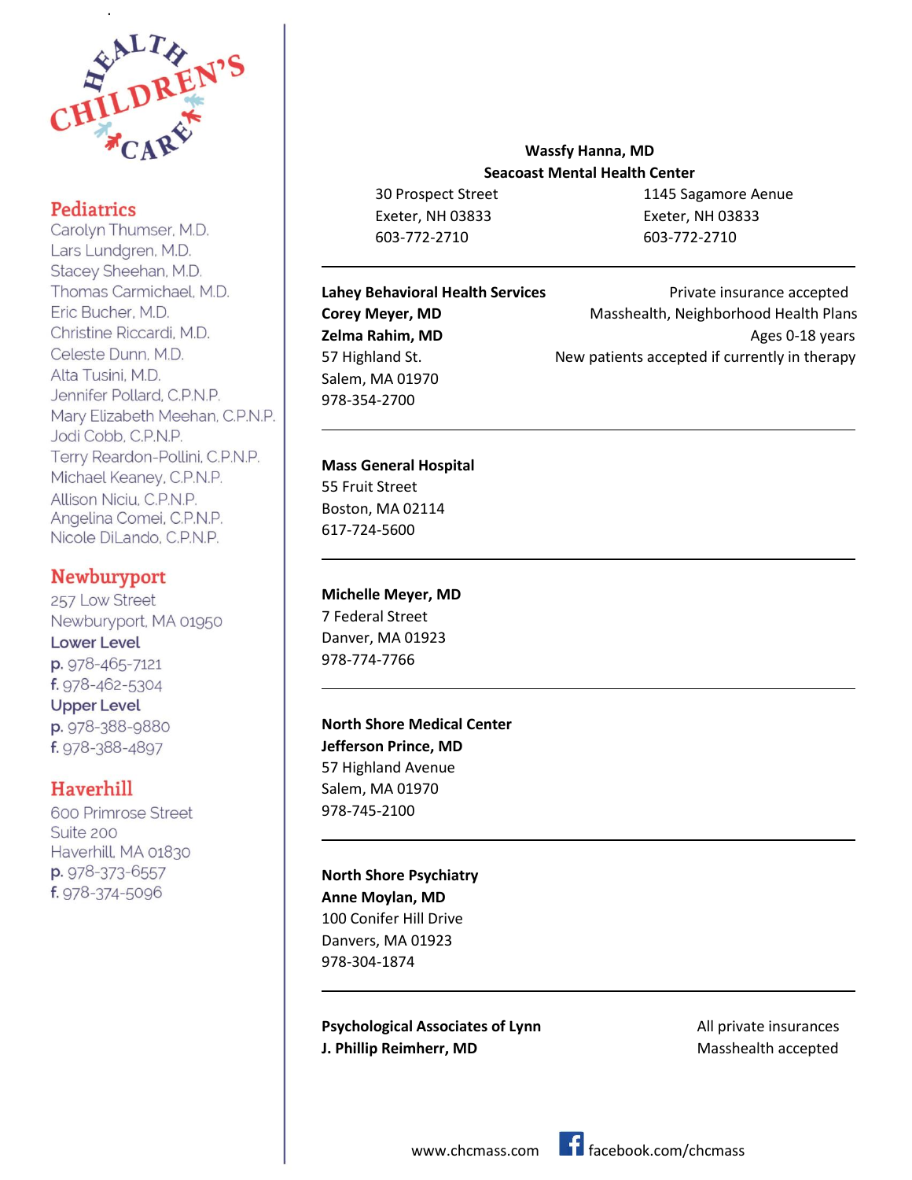HEALTH CHILDREN'S CARE

## Pediatrics

Carolyn Thumser, M.D.
Lars Lundgren, M.D.
Stacey Sheehan, M.D.
Thomas Carmichael, M.D.
Eric Bucher, M.D.
Christine Riccardi, M.D.
Celeste Dunn, M.D.
Alta Tusini, M.D.
Jennifer Pollard, C.P.N.P.
Mary Elizabeth Meehan, C.P.N.P.
Jodi Cobb, C.P.N.P.
Terry Reardon-Pollini, C.P.N.P.
Michael Keaney, C.P.N.P.
Allison Niciu, C.P.N.P.
Angelina Comei, C.P.N.P.
Nicole DiLando, C.P.N.P.

## Newburyport

257 Low Street
Newburyport, MA 01950

**Lower Level**
p. 978-465-7121
f. 978-462-5304

**Upper Level**
p. 978-388-9880
f. 978-388-4897

## Haverhill

600 Primrose Street
Suite 200
Haverhill, MA 01830
p. 978-373-6557
f. 978-374-5096

---

**Wassfy Hanna, MD**
**Seacoast Mental Health Center**

30 Prospect Street
Exeter, NH 03833
603-772-2710

1145 Sagamore Aenue
Exeter, NH 03833
603-772-2710

---

**Lahey Behavioral Health Services**
**Corey Meyer, MD**
**Zelma Rahim, MD**
57 Highland St.
Salem, MA 01970
978-354-2700

Private insurance accepted
Masshealth, Neighborhood Health Plans
Ages 0-18 years
New patients accepted if currently in therapy

---

**Mass General Hospital**
55 Fruit Street
Boston, MA 02114
617-724-5600

---

**Michelle Meyer, MD**
7 Federal Street
Danver, MA 01923
978-774-7766

---

**North Shore Medical Center**
**Jefferson Prince, MD**
57 Highland Avenue
Salem, MA 01970
978-745-2100

---

**North Shore Psychiatry**
**Anne Moylan, MD**
100 Conifer Hill Drive
Danvers, MA 01923
978-304-1874

---

**Psychological Associates of Lynn**
**J. Phillip Reimherr, MD**

All private insurances
Masshealth accepted

www.chcmass.com facebook.com/chcmass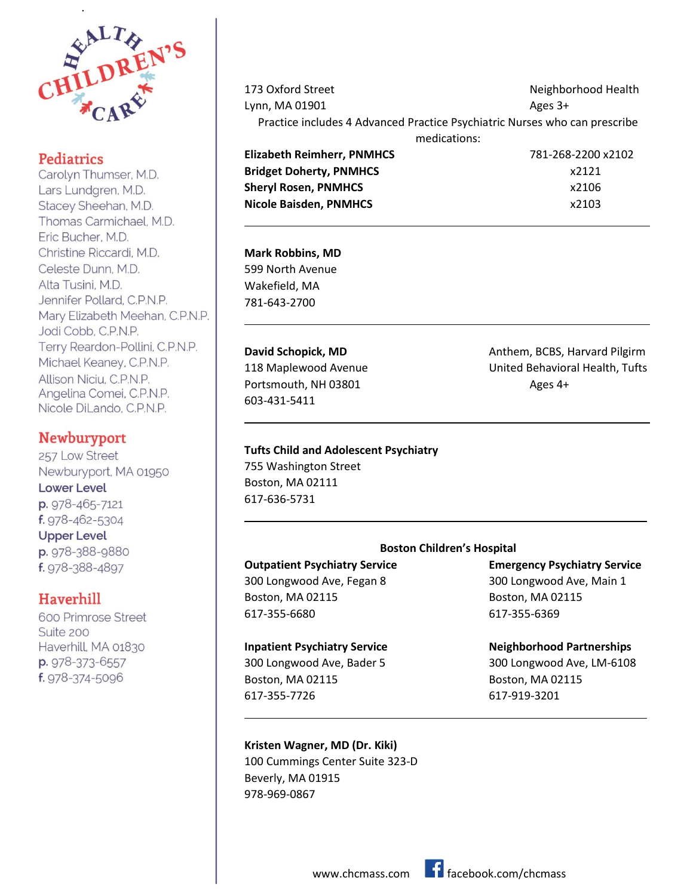## Pediatrics

Carolyn Thumser, M.D.
Lars Lundgren, M.D.
Stacey Sheehan, M.D.
Thomas Carmichael, M.D.
Eric Bucher, M.D.
Christine Riccardi, M.D.
Celeste Dunn, M.D.
Alta Tusini, M.D.
Jennifer Pollard, C.P.N.P.
Mary Elizabeth Meehan, C.P.N.P.
Jodi Cobb, C.P.N.P.
Terry Reardon-Pollini, C.P.N.P.
Michael Keaney, C.P.N.P.
Allison Niciu, C.P.N.P.
Angelina Comei, C.P.N.P.
Nicole DiLando, C.P.N.P.

## Newburyport

257 Low Street
Newburyport, MA 01950

**Lower Level**
p. 978-465-7121
f. 978-462-5304

**Upper Level**
p. 978-388-9880
f. 978-388-4897

## Haverhill

600 Primrose Street
Suite 200
Haverhill, MA 01830
p. 978-373-6557
f. 978-374-5096

---

173 Oxford Street
Lynn, MA 01901

Neighborhood Health
Ages 3+

Practice includes 4 Advanced Practice Psychiatric Nurses who can prescribe medications:

| | |
|---|---|
| **Elizabeth Reimherr, PNMHCS** | 781-268-2200 x2102 |
| **Bridget Doherty, PNMHCS** | x2121 |
| **Sheryl Rosen, PNMHCS** | x2106 |
| **Nicole Baisden, PNMHCS** | x2103 |

---

**Mark Robbins, MD**
599 North Avenue
Wakefield, MA
781-643-2700

---

**David Schopick, MD**
118 Maplewood Avenue
Portsmouth, NH 03801
603-431-5411

Anthem, BCBS, Harvard Pilgirm
United Behavioral Health, Tufts
Ages 4+

---

**Tufts Child and Adolescent Psychiatry**
755 Washington Street
Boston, MA 02111
617-636-5731

---

**Boston Children's Hospital**

**Outpatient Psychiatry Service**
300 Longwood Ave, Fegan 8
Boston, MA 02115
617-355-6680

**Emergency Psychiatry Service**
300 Longwood Ave, Main 1
Boston, MA 02115
617-355-6369

**Inpatient Psychiatry Service**
300 Longwood Ave, Bader 5
Boston, MA 02115
617-355-7726

**Neighborhood Partnerships**
300 Longwood Ave, LM-6108
Boston, MA 02115
617-919-3201

---

**Kristen Wagner, MD (Dr. Kiki)**
100 Cummings Center Suite 323-D
Beverly, MA 01915
978-969-0867

www.chcmass.com facebook.com/chcmass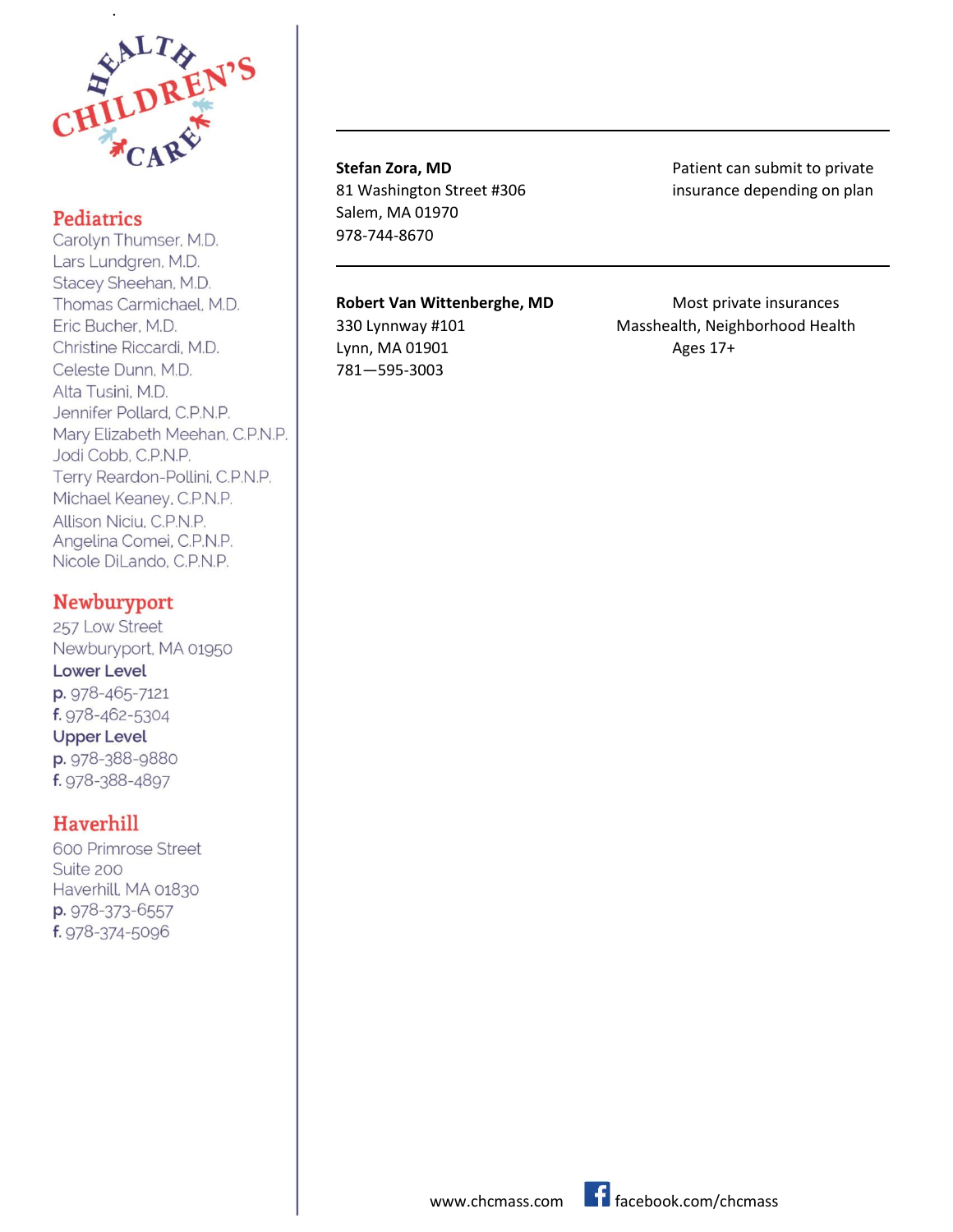CHILDREN'S HEALTH CARE

## Pediatrics

Carolyn Thumser, M.D.
Lars Lundgren, M.D.
Stacey Sheehan, M.D.
Thomas Carmichael, M.D.
Eric Bucher, M.D.
Christine Riccardi, M.D.
Celeste Dunn, M.D.
Alta Tusini, M.D.
Jennifer Pollard, C.P.N.P.
Mary Elizabeth Meehan, C.P.N.P.
Jodi Cobb, C.P.N.P.
Terry Reardon-Pollini, C.P.N.P.
Michael Keaney, C.P.N.P.
Allison Niciu, C.P.N.P.
Angelina Comei, C.P.N.P.
Nicole DiLando, C.P.N.P.

## Newburyport

257 Low Street
Newburyport, MA 01950
**Lower Level**
**p.** 978-465-7121
**f.** 978-462-5304
**Upper Level**
**p.** 978-388-9880
**f.** 978-388-4897

## Haverhill

600 Primrose Street
Suite 200
Haverhill, MA 01830
**p.** 978-373-6557
**f.** 978-374-5096

---

**Stefan Zora, MD**
81 Washington Street #306
Salem, MA 01970
978-744-8670

Patient can submit to private insurance depending on plan

---

**Robert Van Wittenberghe, MD**
330 Lynnway #101
Lynn, MA 01901
781—595-3003

Most private insurances
Masshealth, Neighborhood Health
Ages 17+

www.chcmass.com facebook.com/chcmass